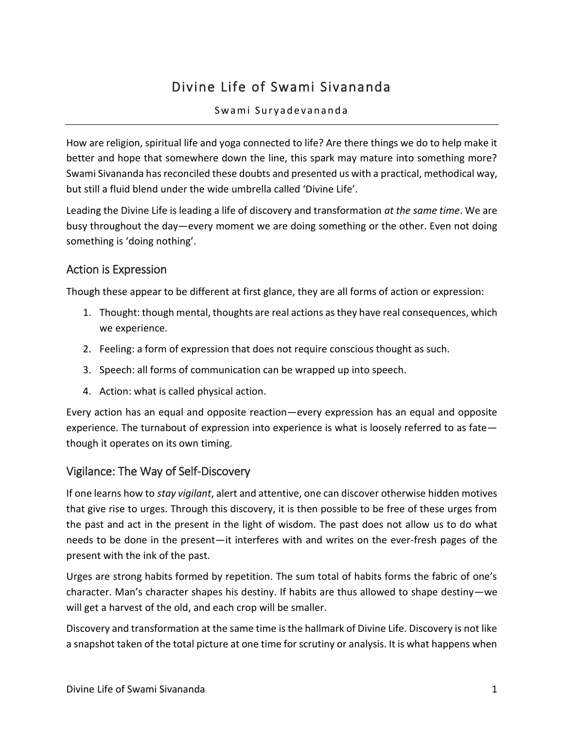# Divine Life of Swami Sivananda

Swami Suryadevananda

How are religion, spiritual life and yoga connected to life? Are there things we do to help make it better and hope that somewhere down the line, this spark may mature into something more? Swami Sivananda has reconciled these doubts and presented us with a practical, methodical way, but still a fluid blend under the wide umbrella called 'Divine Life'.

Leading the Divine Life is leading a life of discovery and transformation *at the same time*. We are busy throughout the day—every moment we are doing something or the other. Even not doing something is 'doing nothing'.

## Action is Expression

Though these appear to be different at first glance, they are all forms of action or expression:

1. Thought: though mental, thoughts are real actions as they have real consequences, which we experience.
2. Feeling: a form of expression that does not require conscious thought as such.
3. Speech: all forms of communication can be wrapped up into speech.
4. Action: what is called physical action.

Every action has an equal and opposite reaction—every expression has an equal and opposite experience. The turnabout of expression into experience is what is loosely referred to as fate—though it operates on its own timing.

## Vigilance: The Way of Self-Discovery

If one learns how to *stay vigilant*, alert and attentive, one can discover otherwise hidden motives that give rise to urges. Through this discovery, it is then possible to be free of these urges from the past and act in the present in the light of wisdom. The past does not allow us to do what needs to be done in the present—it interferes with and writes on the ever-fresh pages of the present with the ink of the past.

Urges are strong habits formed by repetition. The sum total of habits forms the fabric of one's character. Man's character shapes his destiny. If habits are thus allowed to shape destiny—we will get a harvest of the old, and each crop will be smaller.

Discovery and transformation at the same time is the hallmark of Divine Life. Discovery is not like a snapshot taken of the total picture at one time for scrutiny or analysis. It is what happens when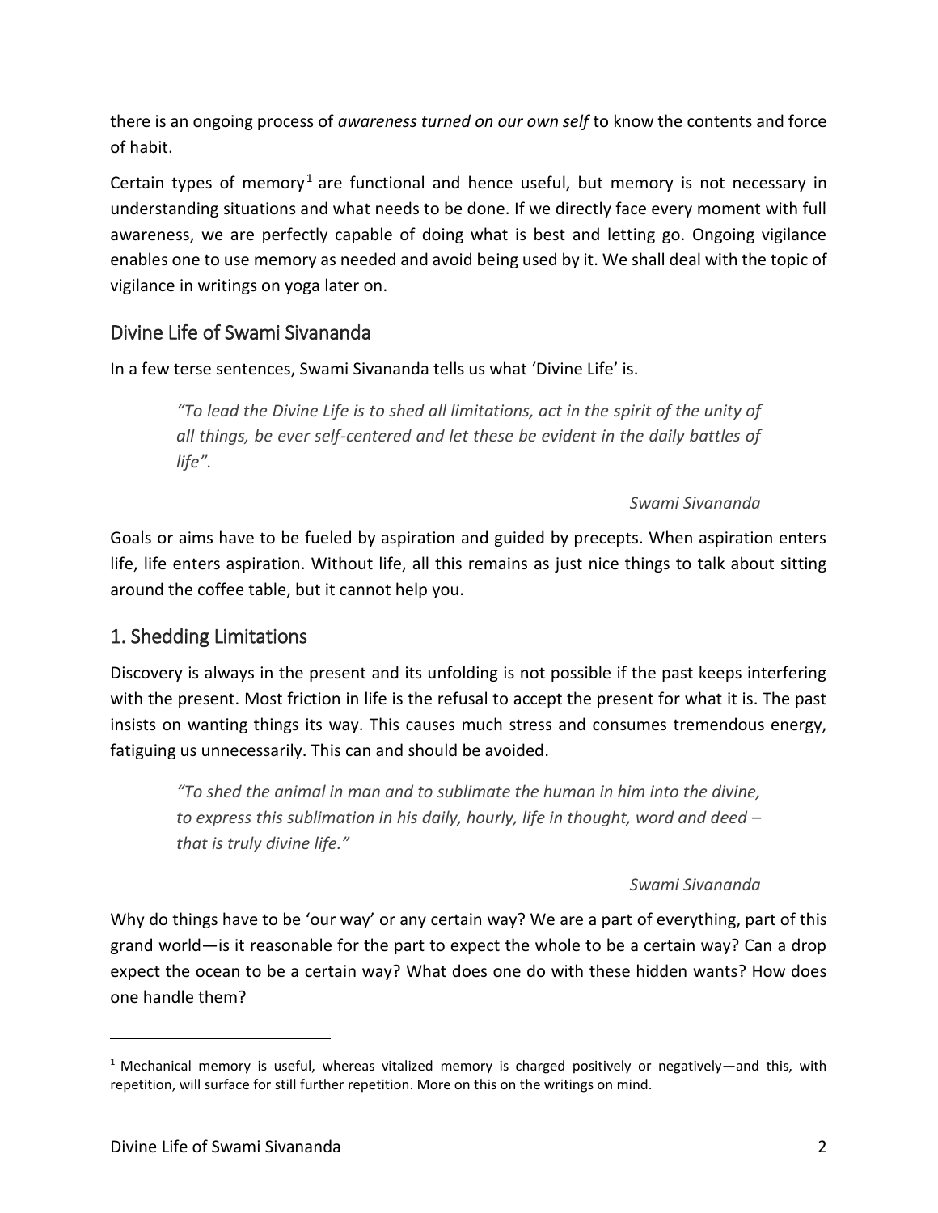there is an ongoing process of *awareness turned on our own self* to know the contents and force of habit.

Certain types of memory[1] are functional and hence useful, but memory is not necessary in understanding situations and what needs to be done. If we directly face every moment with full awareness, we are perfectly capable of doing what is best and letting go. Ongoing vigilance enables one to use memory as needed and avoid being used by it. We shall deal with the topic of vigilance in writings on yoga later on.

## Divine Life of Swami Sivananda

In a few terse sentences, Swami Sivananda tells us what 'Divine Life' is.

> *"To lead the Divine Life is to shed all limitations, act in the spirit of the unity of all things, be ever self-centered and let these be evident in the daily battles of life".*
>
> *Swami Sivananda*

Goals or aims have to be fueled by aspiration and guided by precepts. When aspiration enters life, life enters aspiration. Without life, all this remains as just nice things to talk about sitting around the coffee table, but it cannot help you.

## 1. Shedding Limitations

Discovery is always in the present and its unfolding is not possible if the past keeps interfering with the present. Most friction in life is the refusal to accept the present for what it is. The past insists on wanting things its way. This causes much stress and consumes tremendous energy, fatiguing us unnecessarily. This can and should be avoided.

> *"To shed the animal in man and to sublimate the human in him into the divine, to express this sublimation in his daily, hourly, life in thought, word and deed – that is truly divine life."*
>
> *Swami Sivananda*

Why do things have to be 'our way' or any certain way? We are a part of everything, part of this grand world—is it reasonable for the part to expect the whole to be a certain way? Can a drop expect the ocean to be a certain way? What does one do with these hidden wants? How does one handle them?

---

[1] Mechanical memory is useful, whereas vitalized memory is charged positively or negatively—and this, with repetition, will surface for still further repetition. More on this on the writings on mind.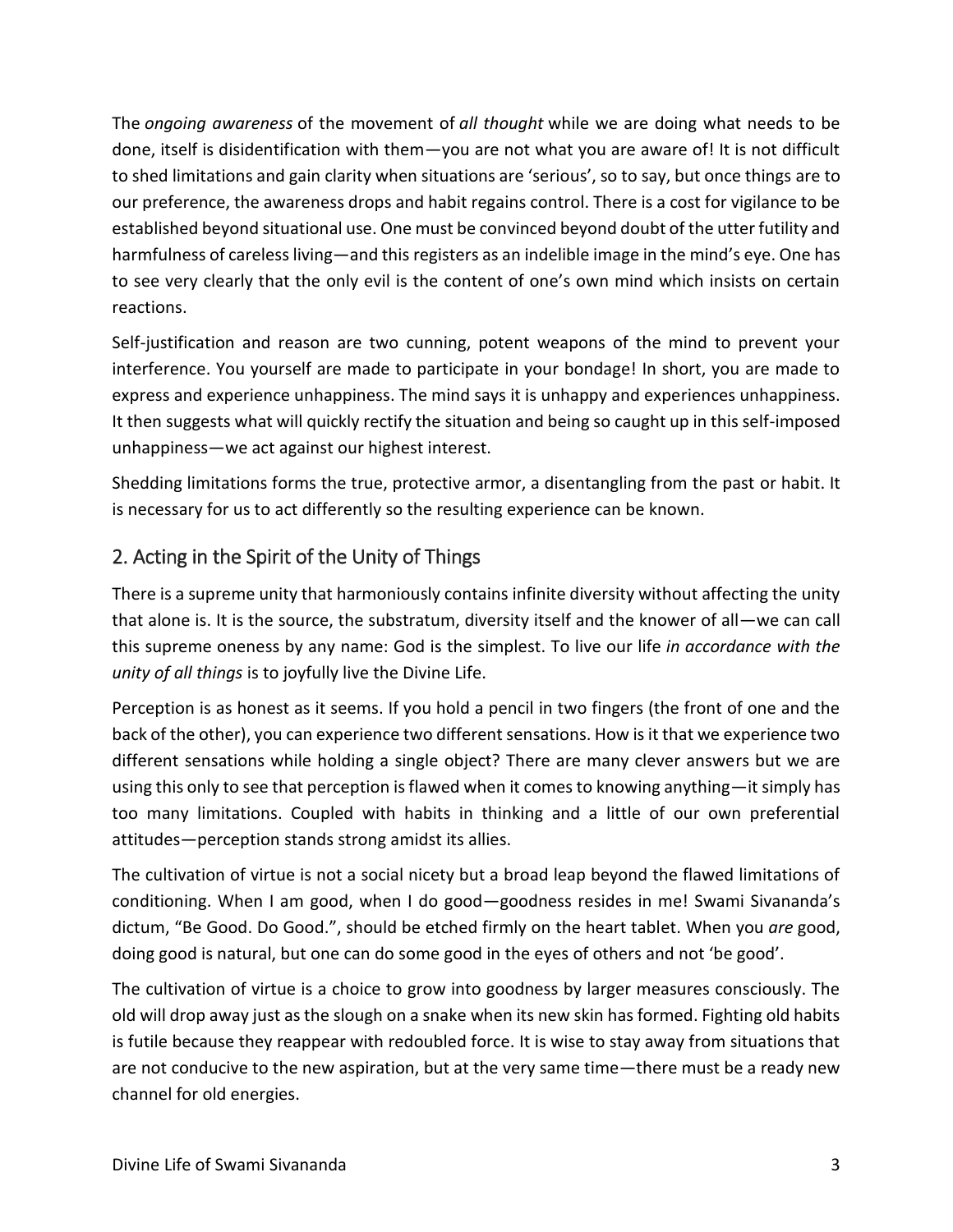The *ongoing awareness* of the movement of *all thought* while we are doing what needs to be done, itself is disidentification with them—you are not what you are aware of! It is not difficult to shed limitations and gain clarity when situations are 'serious', so to say, but once things are to our preference, the awareness drops and habit regains control. There is a cost for vigilance to be established beyond situational use. One must be convinced beyond doubt of the utter futility and harmfulness of careless living—and this registers as an indelible image in the mind's eye. One has to see very clearly that the only evil is the content of one's own mind which insists on certain reactions.

Self-justification and reason are two cunning, potent weapons of the mind to prevent your interference. You yourself are made to participate in your bondage! In short, you are made to express and experience unhappiness. The mind says it is unhappy and experiences unhappiness. It then suggests what will quickly rectify the situation and being so caught up in this self-imposed unhappiness—we act against our highest interest.

Shedding limitations forms the true, protective armor, a disentangling from the past or habit. It is necessary for us to act differently so the resulting experience can be known.

## 2. Acting in the Spirit of the Unity of Things

There is a supreme unity that harmoniously contains infinite diversity without affecting the unity that alone is. It is the source, the substratum, diversity itself and the knower of all—we can call this supreme oneness by any name: God is the simplest. To live our life *in accordance with the unity of all things* is to joyfully live the Divine Life.

Perception is as honest as it seems. If you hold a pencil in two fingers (the front of one and the back of the other), you can experience two different sensations. How is it that we experience two different sensations while holding a single object? There are many clever answers but we are using this only to see that perception is flawed when it comes to knowing anything—it simply has too many limitations. Coupled with habits in thinking and a little of our own preferential attitudes—perception stands strong amidst its allies.

The cultivation of virtue is not a social nicety but a broad leap beyond the flawed limitations of conditioning. When I am good, when I do good—goodness resides in me! Swami Sivananda's dictum, "Be Good. Do Good.", should be etched firmly on the heart tablet. When you *are* good, doing good is natural, but one can do some good in the eyes of others and not 'be good'.

The cultivation of virtue is a choice to grow into goodness by larger measures consciously. The old will drop away just as the slough on a snake when its new skin has formed. Fighting old habits is futile because they reappear with redoubled force. It is wise to stay away from situations that are not conducive to the new aspiration, but at the very same time—there must be a ready new channel for old energies.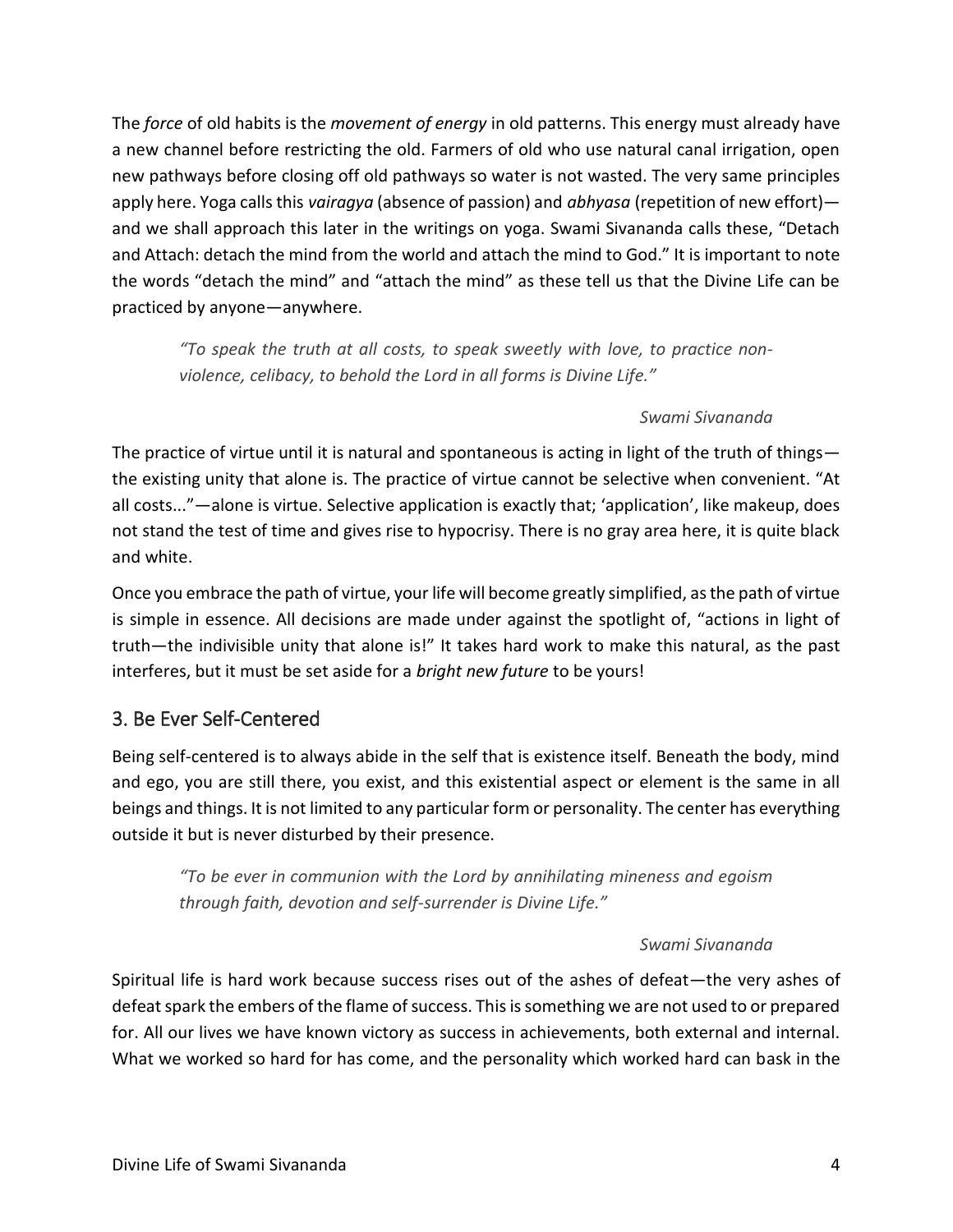The *force* of old habits is the *movement of energy* in old patterns. This energy must already have a new channel before restricting the old. Farmers of old who use natural canal irrigation, open new pathways before closing off old pathways so water is not wasted. The very same principles apply here. Yoga calls this *vairagya* (absence of passion) and *abhyasa* (repetition of new effort)—and we shall approach this later in the writings on yoga. Swami Sivananda calls these, "Detach and Attach: detach the mind from the world and attach the mind to God." It is important to note the words "detach the mind" and "attach the mind" as these tell us that the Divine Life can be practiced by anyone—anywhere.

> *"To speak the truth at all costs, to speak sweetly with love, to practice non-violence, celibacy, to behold the Lord in all forms is Divine Life."*
>
> *Swami Sivananda*

The practice of virtue until it is natural and spontaneous is acting in light of the truth of things—the existing unity that alone is. The practice of virtue cannot be selective when convenient. "At all costs..."—alone is virtue. Selective application is exactly that; 'application', like makeup, does not stand the test of time and gives rise to hypocrisy. There is no gray area here, it is quite black and white.

Once you embrace the path of virtue, your life will become greatly simplified, as the path of virtue is simple in essence. All decisions are made under against the spotlight of, "actions in light of truth—the indivisible unity that alone is!" It takes hard work to make this natural, as the past interferes, but it must be set aside for a *bright new future* to be yours!

## 3. Be Ever Self-Centered

Being self-centered is to always abide in the self that is existence itself. Beneath the body, mind and ego, you are still there, you exist, and this existential aspect or element is the same in all beings and things. It is not limited to any particular form or personality. The center has everything outside it but is never disturbed by their presence.

> *"To be ever in communion with the Lord by annihilating mineness and egoism through faith, devotion and self-surrender is Divine Life."*
>
> *Swami Sivananda*

Spiritual life is hard work because success rises out of the ashes of defeat—the very ashes of defeat spark the embers of the flame of success. This is something we are not used to or prepared for. All our lives we have known victory as success in achievements, both external and internal. What we worked so hard for has come, and the personality which worked hard can bask in the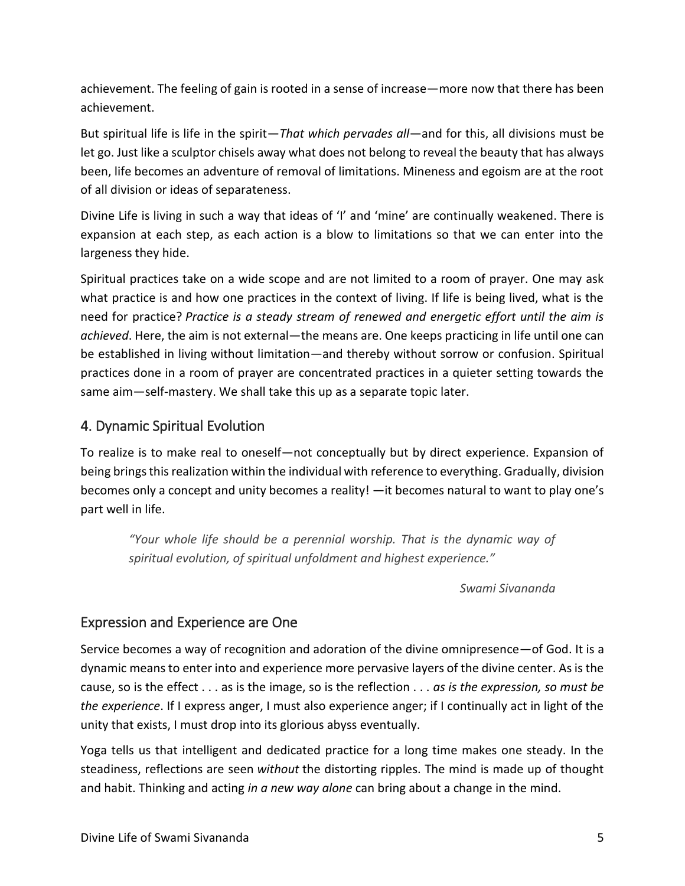achievement. The feeling of gain is rooted in a sense of increase—more now that there has been achievement.

But spiritual life is life in the spirit—*That which pervades all*—and for this, all divisions must be let go. Just like a sculptor chisels away what does not belong to reveal the beauty that has always been, life becomes an adventure of removal of limitations. Mineness and egoism are at the root of all division or ideas of separateness.

Divine Life is living in such a way that ideas of 'I' and 'mine' are continually weakened. There is expansion at each step, as each action is a blow to limitations so that we can enter into the largeness they hide.

Spiritual practices take on a wide scope and are not limited to a room of prayer. One may ask what practice is and how one practices in the context of living. If life is being lived, what is the need for practice? *Practice is a steady stream of renewed and energetic effort until the aim is achieved*. Here, the aim is not external—the means are. One keeps practicing in life until one can be established in living without limitation—and thereby without sorrow or confusion. Spiritual practices done in a room of prayer are concentrated practices in a quieter setting towards the same aim—self-mastery. We shall take this up as a separate topic later.

## 4. Dynamic Spiritual Evolution

To realize is to make real to oneself—not conceptually but by direct experience. Expansion of being brings this realization within the individual with reference to everything. Gradually, division becomes only a concept and unity becomes a reality! —it becomes natural to want to play one's part well in life.

> *"Your whole life should be a perennial worship. That is the dynamic way of spiritual evolution, of spiritual unfoldment and highest experience."*
>
> *Swami Sivananda*

## Expression and Experience are One

Service becomes a way of recognition and adoration of the divine omnipresence—of God. It is a dynamic means to enter into and experience more pervasive layers of the divine center. As is the cause, so is the effect . . . as is the image, so is the reflection . . . *as is the expression, so must be the experience*. If I express anger, I must also experience anger; if I continually act in light of the unity that exists, I must drop into its glorious abyss eventually.

Yoga tells us that intelligent and dedicated practice for a long time makes one steady. In the steadiness, reflections are seen *without* the distorting ripples. The mind is made up of thought and habit. Thinking and acting *in a new way alone* can bring about a change in the mind.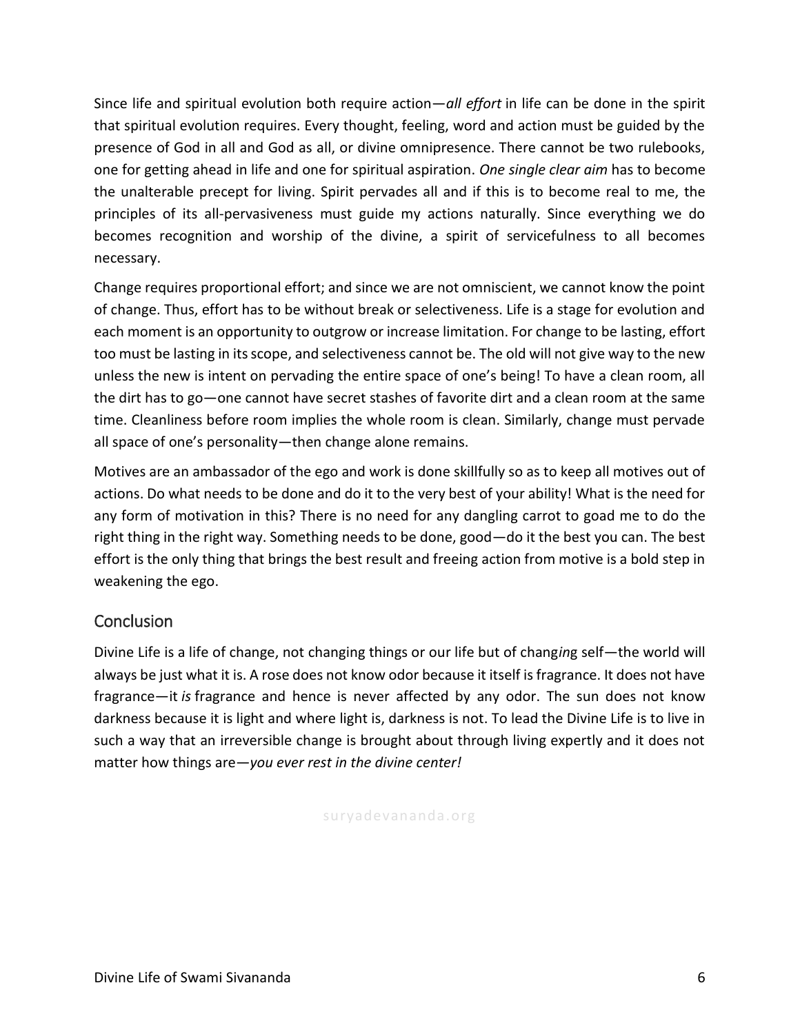Since life and spiritual evolution both require action—*all effort* in life can be done in the spirit that spiritual evolution requires. Every thought, feeling, word and action must be guided by the presence of God in all and God as all, or divine omnipresence. There cannot be two rulebooks, one for getting ahead in life and one for spiritual aspiration. *One single clear aim* has to become the unalterable precept for living. Spirit pervades all and if this is to become real to me, the principles of its all-pervasiveness must guide my actions naturally. Since everything we do becomes recognition and worship of the divine, a spirit of servicefulness to all becomes necessary.

Change requires proportional effort; and since we are not omniscient, we cannot know the point of change. Thus, effort has to be without break or selectiveness. Life is a stage for evolution and each moment is an opportunity to outgrow or increase limitation. For change to be lasting, effort too must be lasting in its scope, and selectiveness cannot be. The old will not give way to the new unless the new is intent on pervading the entire space of one's being! To have a clean room, all the dirt has to go—one cannot have secret stashes of favorite dirt and a clean room at the same time. Cleanliness before room implies the whole room is clean. Similarly, change must pervade all space of one's personality—then change alone remains.

Motives are an ambassador of the ego and work is done skillfully so as to keep all motives out of actions. Do what needs to be done and do it to the very best of your ability! What is the need for any form of motivation in this? There is no need for any dangling carrot to goad me to do the right thing in the right way. Something needs to be done, good—do it the best you can. The best effort is the only thing that brings the best result and freeing action from motive is a bold step in weakening the ego.

## Conclusion

Divine Life is a life of change, not changing things or our life but of chang*ing* self—the world will always be just what it is. A rose does not know odor because it itself is fragrance. It does not have fragrance—it *is* fragrance and hence is never affected by any odor. The sun does not know darkness because it is light and where light is, darkness is not. To lead the Divine Life is to live in such a way that an irreversible change is brought about through living expertly and it does not matter how things are—*you ever rest in the divine center!*

suryadevananda.org